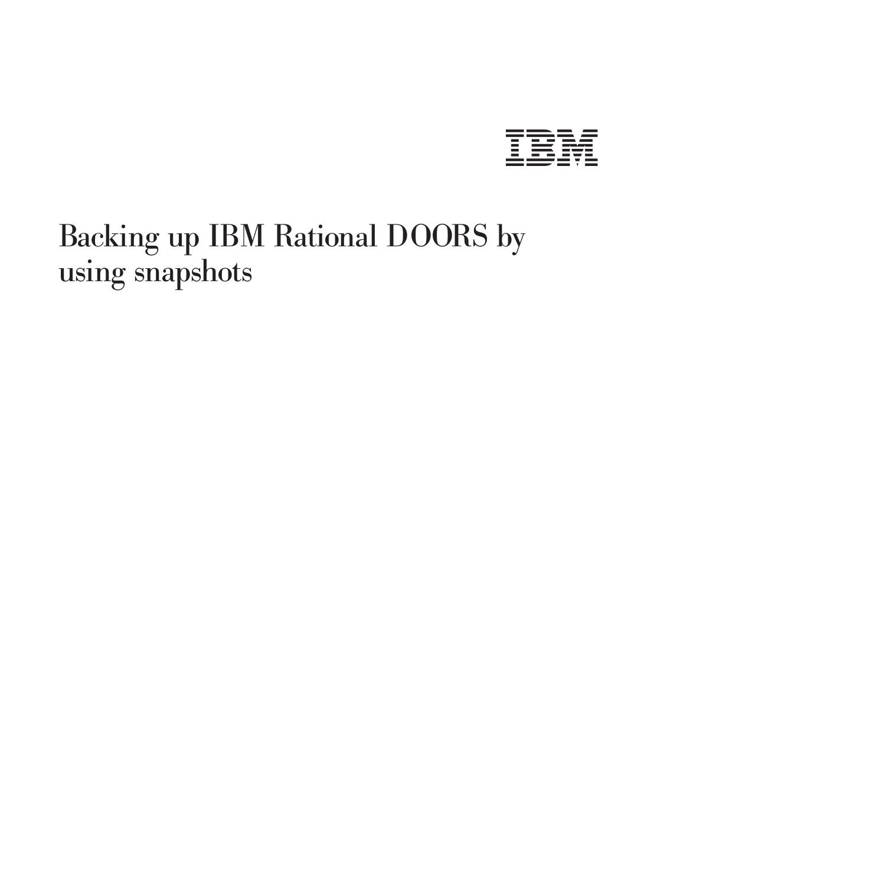IBM

# Backing up IBM Rational DOORS by using snapshots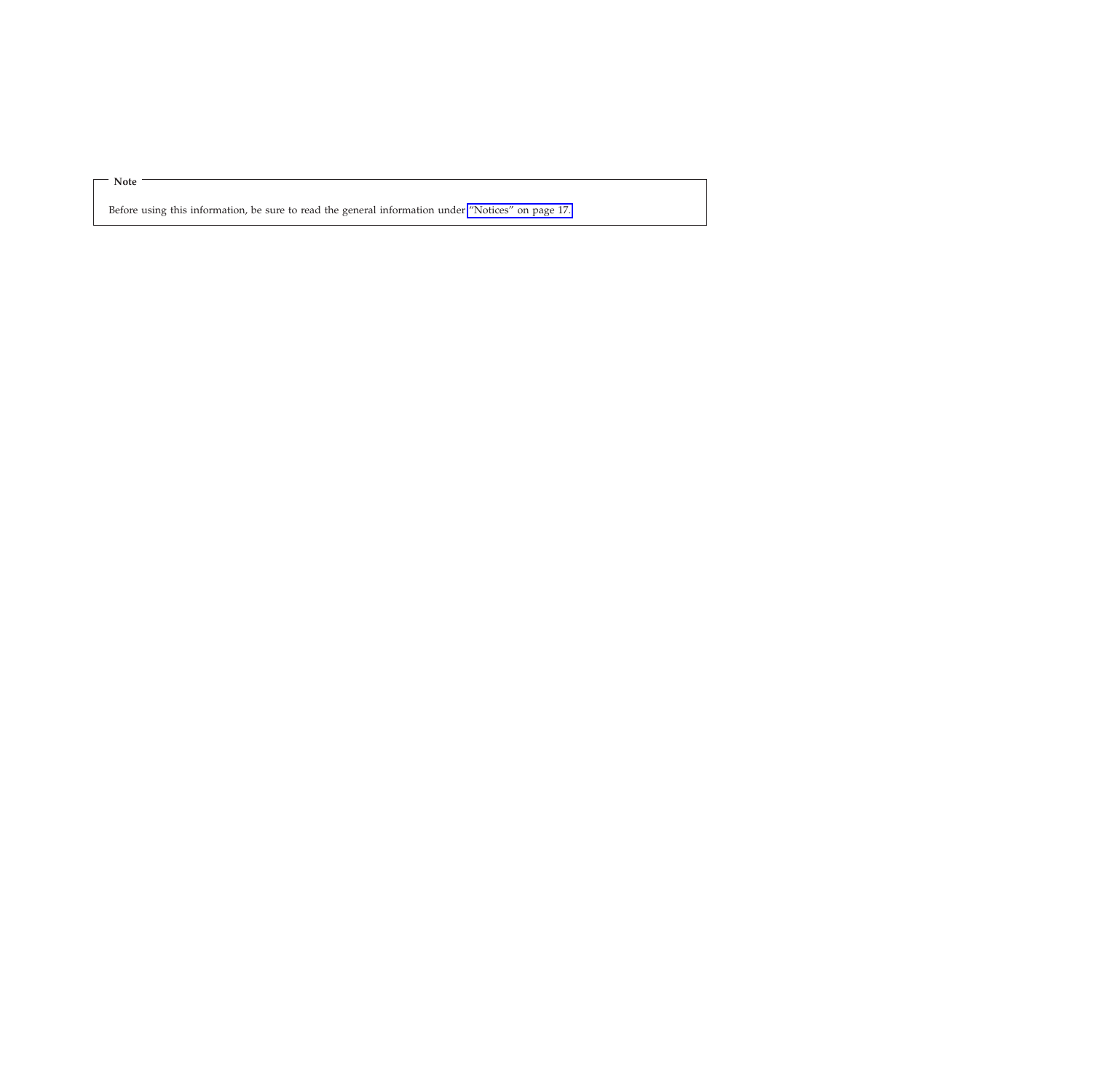**Note**

Before using this information, be sure to read the general information under "Notices" on page 17.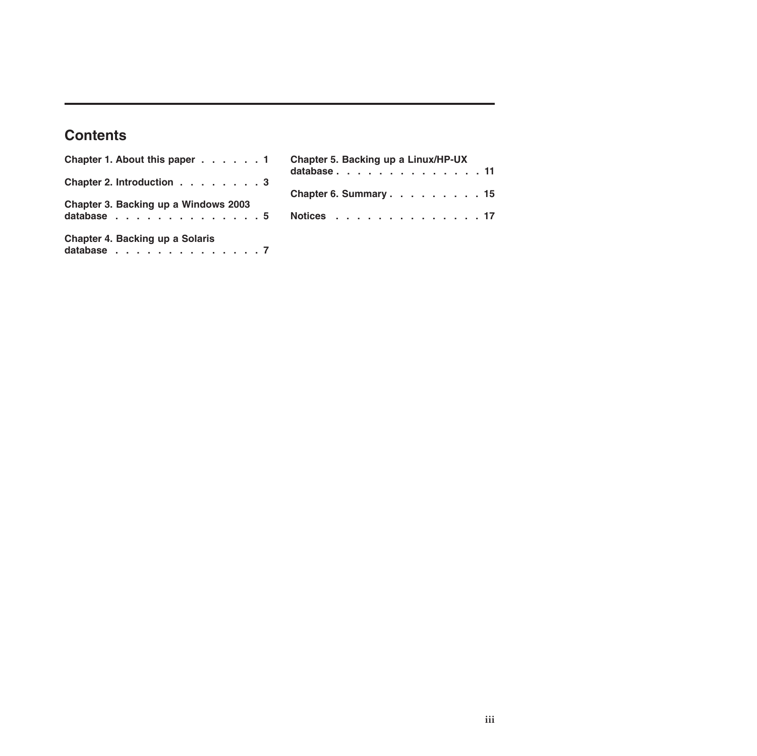# Contents

**Chapter 1. About this paper . . . . . . 1**

**Chapter 2. Introduction . . . . . . . . 3**

**Chapter 3. Backing up a Windows 2003 database . . . . . . . . . . . . . . 5**

**Chapter 4. Backing up a Solaris database . . . . . . . . . . . . . . 7**

**Chapter 5. Backing up a Linux/HP-UX database . . . . . . . . . . . . . . 11**

**Chapter 6. Summary . . . . . . . . . 15**

**Notices . . . . . . . . . . . . . . 17**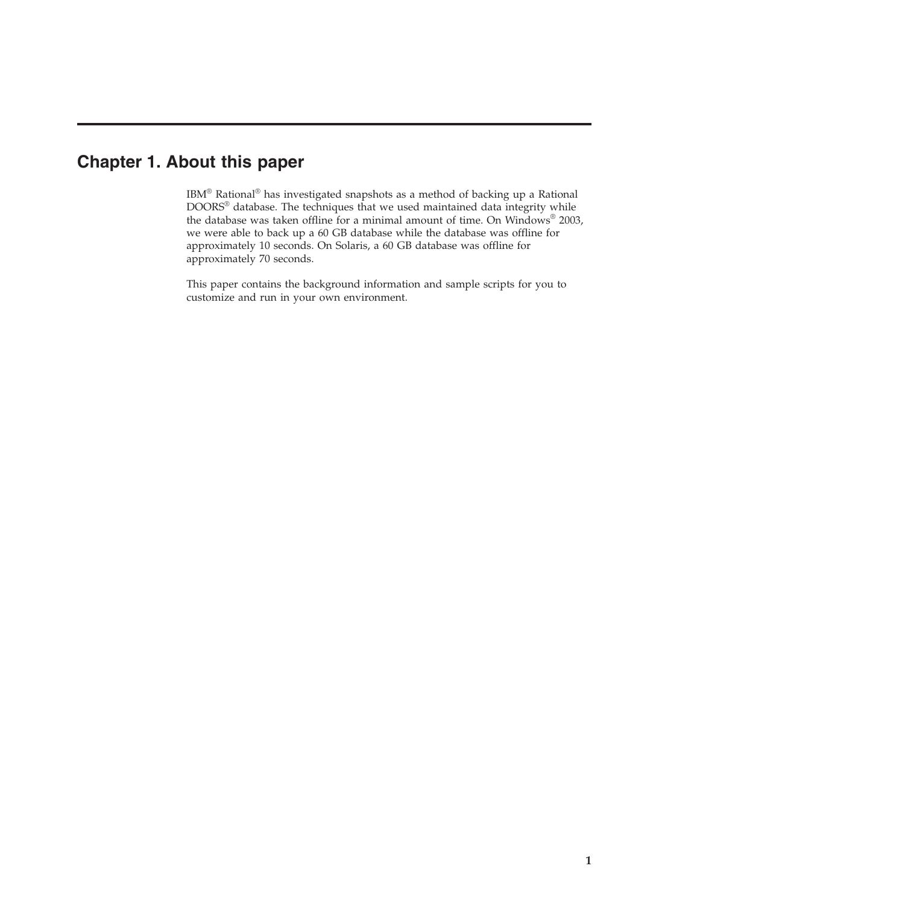# Chapter 1. About this paper

IBM® Rational® has investigated snapshots as a method of backing up a Rational DOORS® database. The techniques that we used maintained data integrity while the database was taken offline for a minimal amount of time. On Windows® 2003, we were able to back up a 60 GB database while the database was offline for approximately 10 seconds. On Solaris, a 60 GB database was offline for approximately 70 seconds.

This paper contains the background information and sample scripts for you to customize and run in your own environment.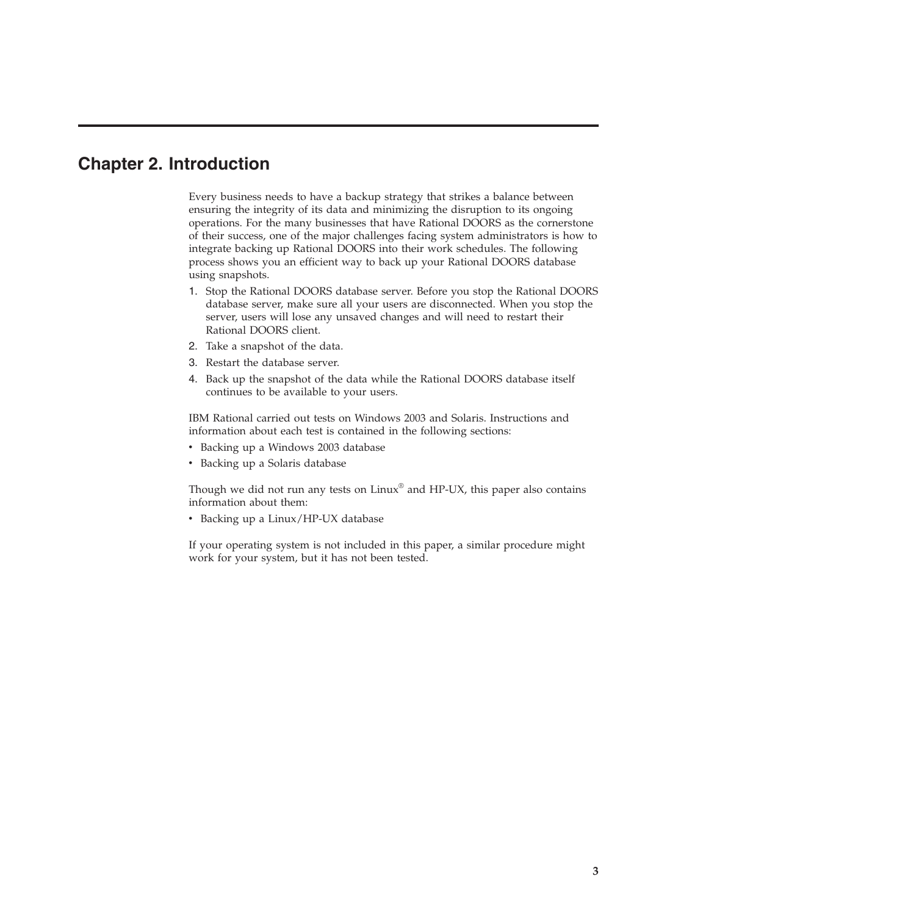# Chapter 2. Introduction

Every business needs to have a backup strategy that strikes a balance between ensuring the integrity of its data and minimizing the disruption to its ongoing operations. For the many businesses that have Rational DOORS as the cornerstone of their success, one of the major challenges facing system administrators is how to integrate backing up Rational DOORS into their work schedules. The following process shows you an efficient way to back up your Rational DOORS database using snapshots.

1. Stop the Rational DOORS database server. Before you stop the Rational DOORS database server, make sure all your users are disconnected. When you stop the server, users will lose any unsaved changes and will need to restart their Rational DOORS client.
2. Take a snapshot of the data.
3. Restart the database server.
4. Back up the snapshot of the data while the Rational DOORS database itself continues to be available to your users.

IBM Rational carried out tests on Windows 2003 and Solaris. Instructions and information about each test is contained in the following sections:

- Backing up a Windows 2003 database
- Backing up a Solaris database

Though we did not run any tests on Linux® and HP-UX, this paper also contains information about them:

- Backing up a Linux/HP-UX database

If your operating system is not included in this paper, a similar procedure might work for your system, but it has not been tested.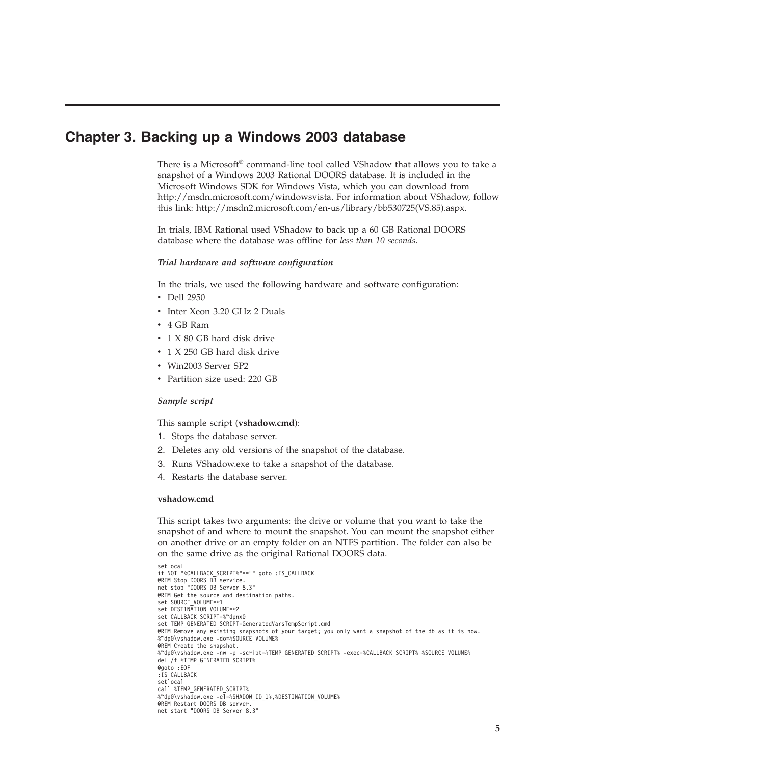# Chapter 3. Backing up a Windows 2003 database

There is a Microsoft® command-line tool called VShadow that allows you to take a snapshot of a Windows 2003 Rational DOORS database. It is included in the Microsoft Windows SDK for Windows Vista, which you can download from http://msdn.microsoft.com/windowsvista. For information about VShadow, follow this link: http://msdn2.microsoft.com/en-us/library/bb530725(VS.85).aspx.

In trials, IBM Rational used VShadow to back up a 60 GB Rational DOORS database where the database was offline for *less than 10 seconds*.

***Trial hardware and software configuration***

In the trials, we used the following hardware and software configuration:

- Dell 2950
- Inter Xeon 3.20 GHz 2 Duals
- 4 GB Ram
- 1 X 80 GB hard disk drive
- 1 X 250 GB hard disk drive
- Win2003 Server SP2
- Partition size used: 220 GB

***Sample script***

This sample script (**vshadow.cmd**):

1. Stops the database server.
2. Deletes any old versions of the snapshot of the database.
3. Runs VShadow.exe to take a snapshot of the database.
4. Restarts the database server.

**vshadow.cmd**

This script takes two arguments: the drive or volume that you want to take the snapshot of and where to mount the snapshot. You can mount the snapshot either on another drive or an empty folder on an NTFS partition. The folder can also be on the same drive as the original Rational DOORS data.

```
setlocal
if NOT "%CALLBACK_SCRIPT%"=="" goto :IS_CALLBACK
@REM Stop DOORS DB service.
net stop "DOORS DB Server 8.3"
@REM Get the source and destination paths.
set SOURCE_VOLUME=%1
set DESTINATION_VOLUME=%2
set CALLBACK_SCRIPT=%~dpnx0
set TEMP_GENERATED_SCRIPT=GeneratedVarsTempScript.cmd
@REM Remove any existing snapshots of your target; you only want a snapshot of the db as it is now.
%~dp0\vshadow.exe -do=%SOURCE_VOLUME%
@REM Create the snapshot.
%~dp0\vshadow.exe -nw -p -script=%TEMP_GENERATED_SCRIPT% -exec=%CALLBACK_SCRIPT% %SOURCE_VOLUME%
del /f %TEMP_GENERATED_SCRIPT%
@goto :EOF
:IS_CALLBACK
setlocal
call %TEMP_GENERATED_SCRIPT%
%~dp0\vshadow.exe -el=%SHADOW_ID_1%,%DESTINATION_VOLUME%
@REM Restart DOORS DB server.
net start "DOORS DB Server 8.3"
```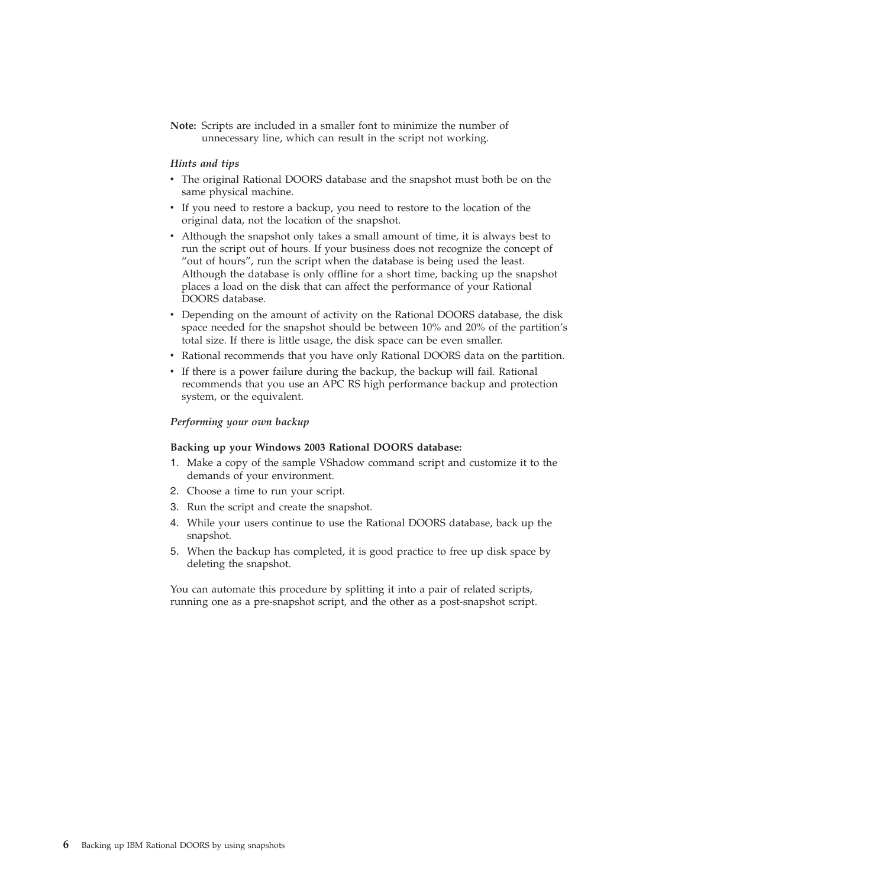**Note:** Scripts are included in a smaller font to minimize the number of unnecessary line, which can result in the script not working.

*Hints and tips*

- The original Rational DOORS database and the snapshot must both be on the same physical machine.
- If you need to restore a backup, you need to restore to the location of the original data, not the location of the snapshot.
- Although the snapshot only takes a small amount of time, it is always best to run the script out of hours. If your business does not recognize the concept of “out of hours”, run the script when the database is being used the least. Although the database is only offline for a short time, backing up the snapshot places a load on the disk that can affect the performance of your Rational DOORS database.
- Depending on the amount of activity on the Rational DOORS database, the disk space needed for the snapshot should be between 10% and 20% of the partition’s total size. If there is little usage, the disk space can be even smaller.
- Rational recommends that you have only Rational DOORS data on the partition.
- If there is a power failure during the backup, the backup will fail. Rational recommends that you use an APC RS high performance backup and protection system, or the equivalent.

*Performing your own backup*

**Backing up your Windows 2003 Rational DOORS database:**

1. Make a copy of the sample VShadow command script and customize it to the demands of your environment.
2. Choose a time to run your script.
3. Run the script and create the snapshot.
4. While your users continue to use the Rational DOORS database, back up the snapshot.
5. When the backup has completed, it is good practice to free up disk space by deleting the snapshot.

You can automate this procedure by splitting it into a pair of related scripts, running one as a pre-snapshot script, and the other as a post-snapshot script.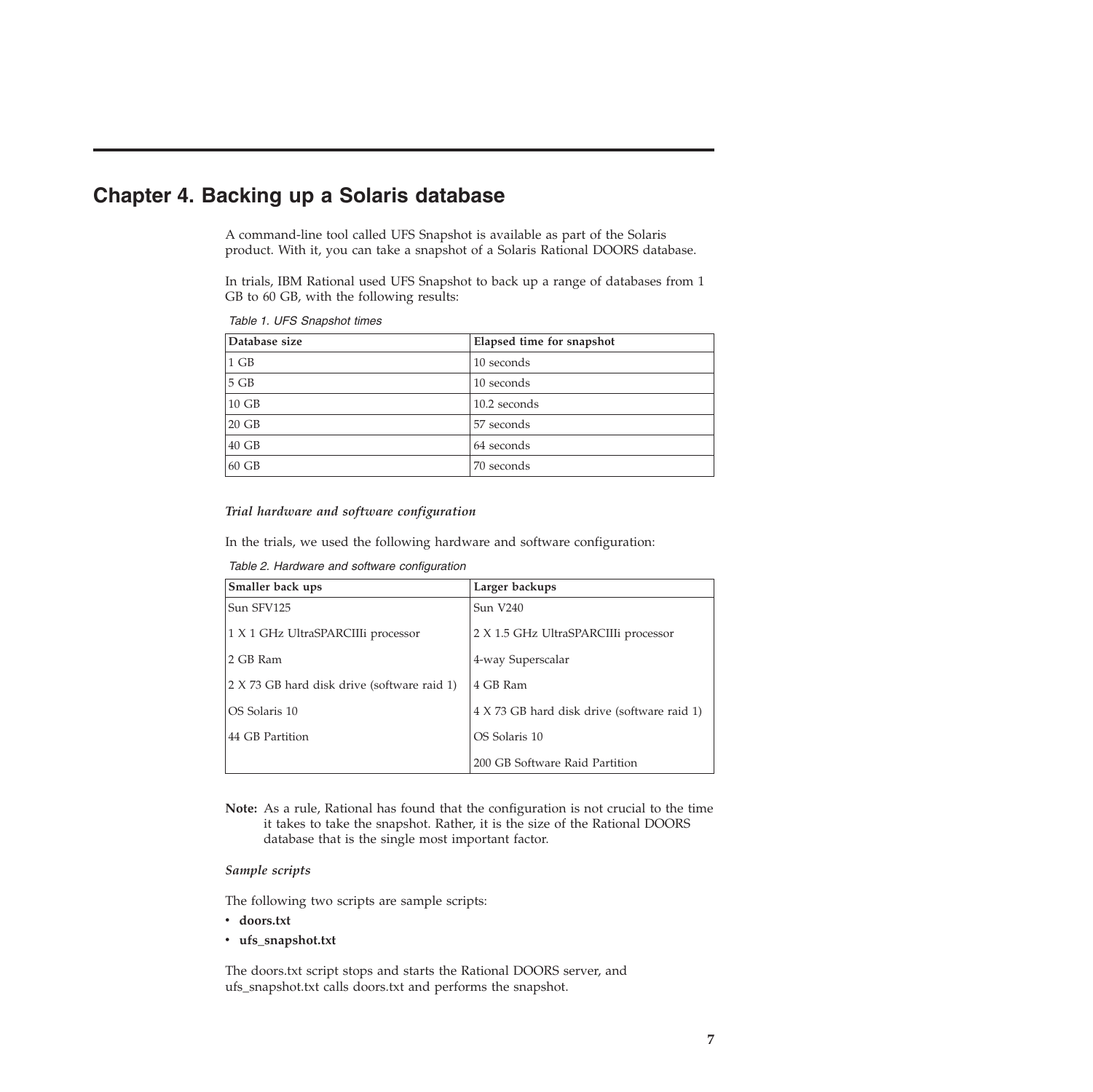# Chapter 4. Backing up a Solaris database

A command-line tool called UFS Snapshot is available as part of the Solaris product. With it, you can take a snapshot of a Solaris Rational DOORS database.

In trials, IBM Rational used UFS Snapshot to back up a range of databases from 1 GB to 60 GB, with the following results:

*Table 1. UFS Snapshot times*

| Database size | Elapsed time for snapshot |
| --- | --- |
| 1 GB | 10 seconds |
| 5 GB | 10 seconds |
| 10 GB | 10.2 seconds |
| 20 GB | 57 seconds |
| 40 GB | 64 seconds |
| 60 GB | 70 seconds |

*Trial hardware and software configuration*

In the trials, we used the following hardware and software configuration:

*Table 2. Hardware and software configuration*

| Smaller back ups | Larger backups |
| --- | --- |
| Sun SFV125<br><br>1 X 1 GHz UltraSPARCIIIi processor<br><br>2 GB Ram<br><br>2 X 73 GB hard disk drive (software raid 1)<br><br>OS Solaris 10<br><br>44 GB Partition | Sun V240<br><br>2 X 1.5 GHz UltraSPARCIIIi processor<br><br>4-way Superscalar<br><br>4 GB Ram<br><br>4 X 73 GB hard disk drive (software raid 1)<br><br>OS Solaris 10<br><br>200 GB Software Raid Partition |

**Note:** As a rule, Rational has found that the configuration is not crucial to the time it takes to take the snapshot. Rather, it is the size of the Rational DOORS database that is the single most important factor.

*Sample scripts*

The following two scripts are sample scripts:

- **doors.txt**
- **ufs_snapshot.txt**

The doors.txt script stops and starts the Rational DOORS server, and ufs_snapshot.txt calls doors.txt and performs the snapshot.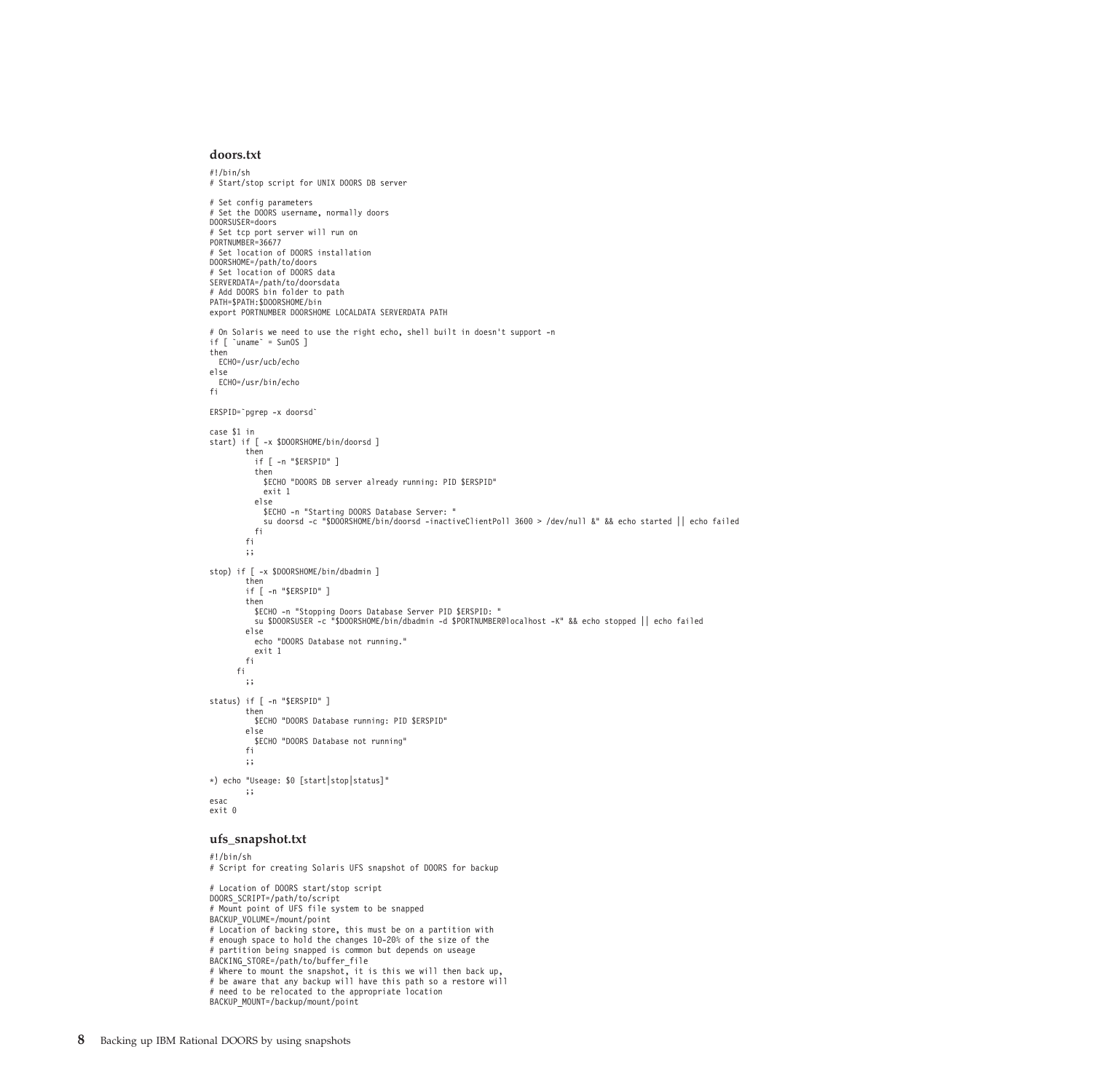### doors.txt

```
#!/bin/sh
# Start/stop script for UNIX DOORS DB server

# Set config parameters
# Set the DOORS username, normally doors
DOORSUSER=doors
# Set tcp port server will run on
PORTNUMBER=36677
# Set location of DOORS installation
DOORSHOME=/path/to/doors
# Set location of DOORS data
SERVERDATA=/path/to/doorsdata
# Add DOORS bin folder to path
PATH=$PATH:$DOORSHOME/bin
export PORTNUMBER DOORSHOME LOCALDATA SERVERDATA PATH

# On Solaris we need to use the right echo, shell built in doesn't support -n
if [ `uname` = SunOS ]
then
  ECHO=/usr/ucb/echo
else
  ECHO=/usr/bin/echo
fi

ERSPID=`pgrep -x doorsd`

case $1 in
start) if [ -x $DOORSHOME/bin/doorsd ]
        then
          if [ -n "$ERSPID" ]
          then
            $ECHO "DOORS DB server already running: PID $ERSPID"
            exit 1
          else
            $ECHO -n "Starting DOORS Database Server: "
            su doorsd -c "$DOORSHOME/bin/doorsd -inactiveClientPoll 3600 > /dev/null &" && echo started || echo failed
          fi
        fi
        ;;

stop) if [ -x $DOORSHOME/bin/dbadmin ]
        then
        if [ -n "$ERSPID" ]
        then
          $ECHO -n "Stopping Doors Database Server PID $ERSPID: "
          su $DOORSUSER -c "$DOORSHOME/bin/dbadmin -d $PORTNUMBER@localhost -K" && echo stopped || echo failed
        else
          echo "DOORS Database not running."
          exit 1
        fi
      fi
        ;;

status) if [ -n "$ERSPID" ]
        then
          $ECHO "DOORS Database running: PID $ERSPID"
        else
          $ECHO "DOORS Database not running"
        fi
        ;;

*) echo "Useage: $0 [start|stop|status]"
        ;;
esac
exit 0
```

### ufs_snapshot.txt

```
#!/bin/sh
# Script for creating Solaris UFS snapshot of DOORS for backup

# Location of DOORS start/stop script
DOORS_SCRIPT=/path/to/script
# Mount point of UFS file system to be snapped
BACKUP_VOLUME=/mount/point
# Location of backing store, this must be on a partition with
# enough space to hold the changes 10-20% of the size of the
# partition being snapped is common but depends on useage
BACKING_STORE=/path/to/buffer_file
# Where to mount the snapshot, it is this we will then back up,
# be aware that any backup will have this path so a restore will
# need to be relocated to the appropriate location
BACKUP_MOUNT=/backup/mount/point
```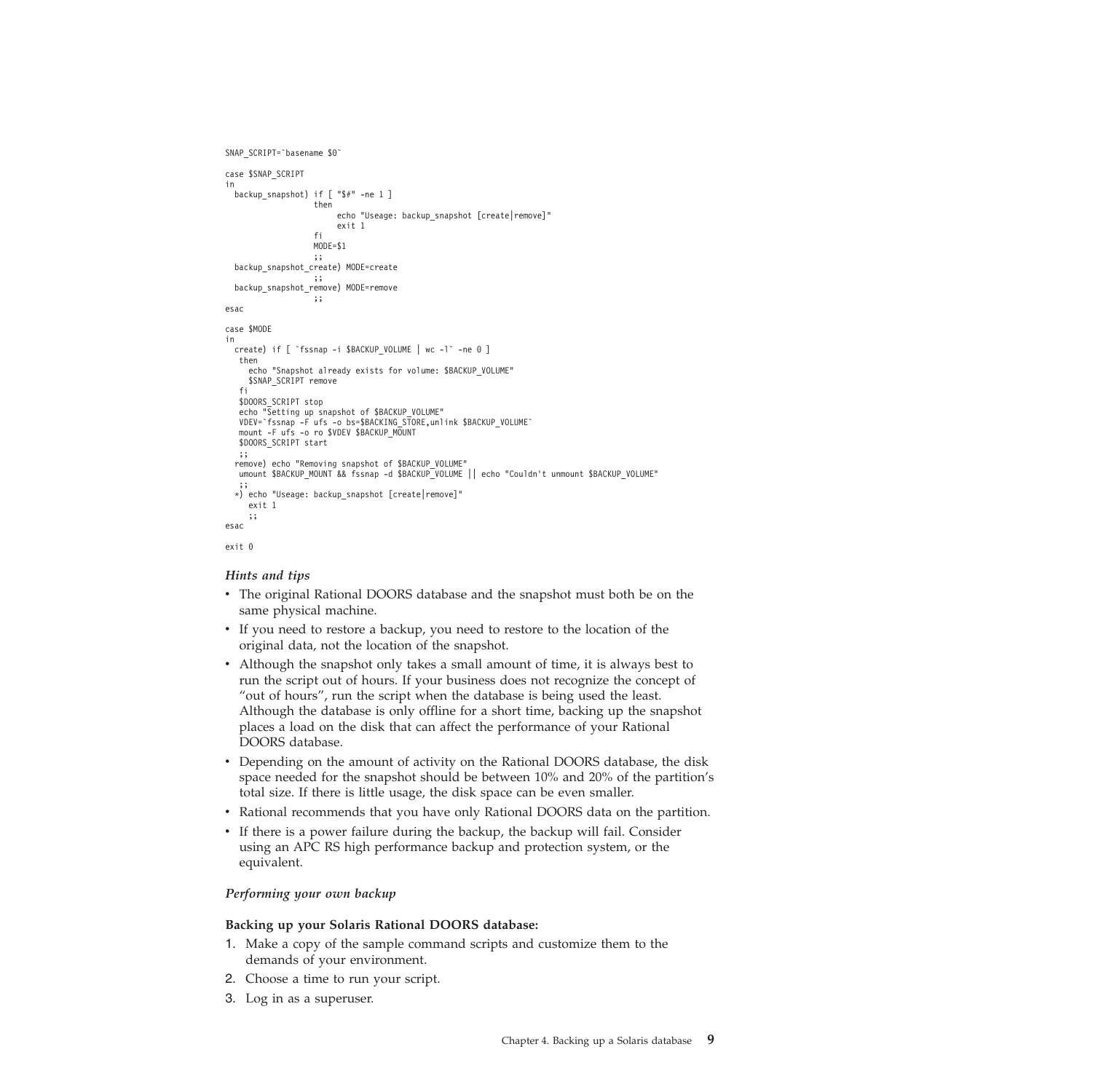```
SNAP_SCRIPT=`basename $0`

case $SNAP_SCRIPT
in
  backup_snapshot) if [ "$#" -ne 1 ]
                   then
                        echo "Useage: backup_snapshot [create|remove]"
                        exit 1
                   fi
                   MODE=$1
                   ;;
  backup_snapshot_create) MODE=create
                   ;;
  backup_snapshot_remove) MODE=remove
                   ;;
esac

case $MODE
in
  create) if [ `fssnap -i $BACKUP_VOLUME | wc -l` -ne 0 ]
   then
     echo "Snapshot already exists for volume: $BACKUP_VOLUME"
     $SNAP_SCRIPT remove
   fi
   $DOORS_SCRIPT stop
   echo "Setting up snapshot of $BACKUP_VOLUME"
   VDEV=`fssnap -F ufs -o bs=$BACKING_STORE,unlink $BACKUP_VOLUME`
   mount -F ufs -o ro $VDEV $BACKUP_MOUNT
   $DOORS_SCRIPT start
   ;;
  remove) echo "Removing snapshot of $BACKUP_VOLUME"
   umount $BACKUP_MOUNT && fssnap -d $BACKUP_VOLUME || echo "Couldn't unmount $BACKUP_VOLUME"
   ;;
  *) echo "Useage: backup_snapshot [create|remove]"
     exit 1
     ;;
esac

exit 0
```

*Hints and tips*

- The original Rational DOORS database and the snapshot must both be on the same physical machine.
- If you need to restore a backup, you need to restore to the location of the original data, not the location of the snapshot.
- Although the snapshot only takes a small amount of time, it is always best to run the script out of hours. If your business does not recognize the concept of "out of hours", run the script when the database is being used the least. Although the database is only offline for a short time, backing up the snapshot places a load on the disk that can affect the performance of your Rational DOORS database.
- Depending on the amount of activity on the Rational DOORS database, the disk space needed for the snapshot should be between 10% and 20% of the partition's total size. If there is little usage, the disk space can be even smaller.
- Rational recommends that you have only Rational DOORS data on the partition.
- If there is a power failure during the backup, the backup will fail. Consider using an APC RS high performance backup and protection system, or the equivalent.

*Performing your own backup*

**Backing up your Solaris Rational DOORS database:**

1. Make a copy of the sample command scripts and customize them to the demands of your environment.
2. Choose a time to run your script.
3. Log in as a superuser.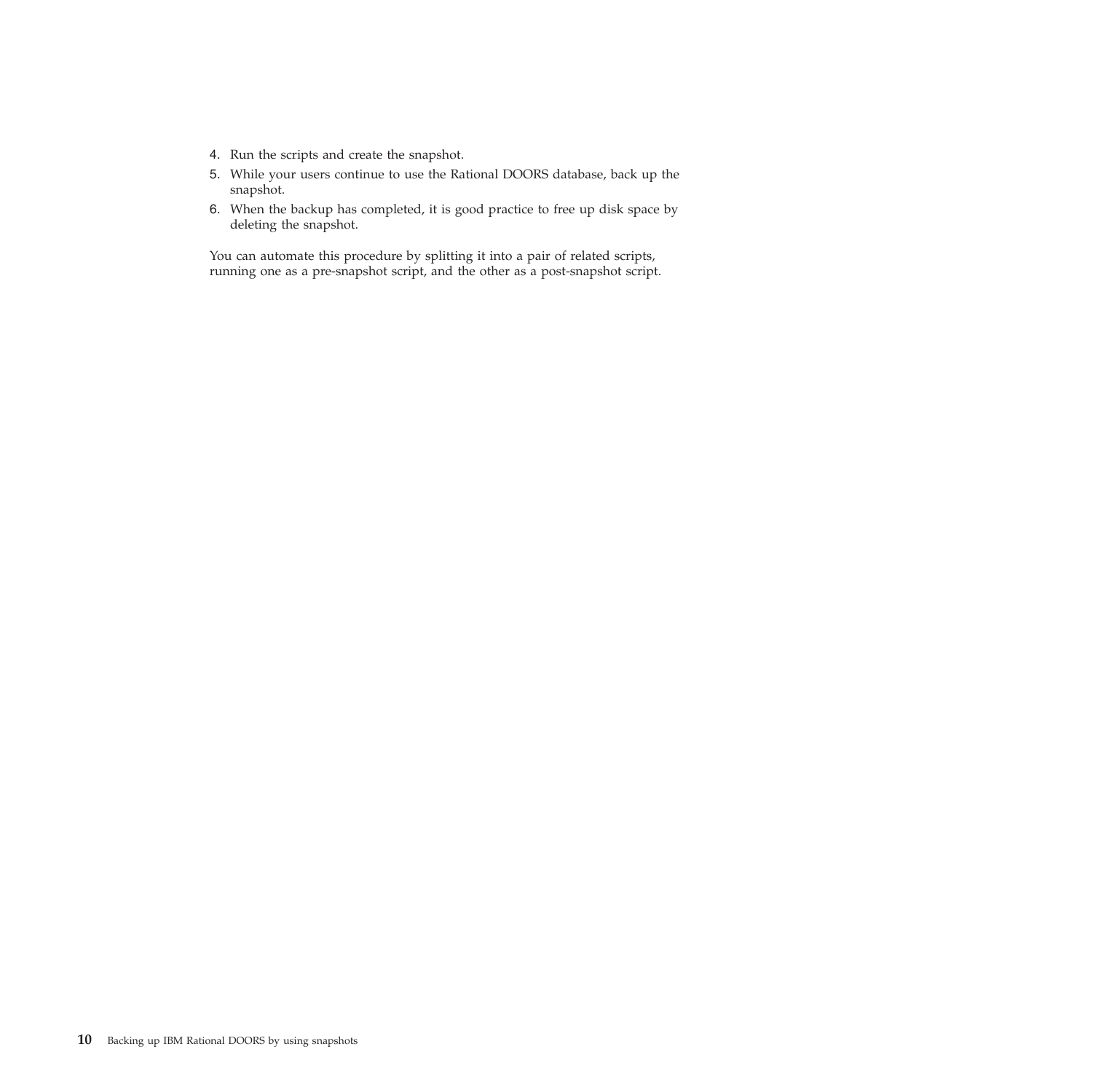4. Run the scripts and create the snapshot.
5. While your users continue to use the Rational DOORS database, back up the snapshot.
6. When the backup has completed, it is good practice to free up disk space by deleting the snapshot.

You can automate this procedure by splitting it into a pair of related scripts, running one as a pre-snapshot script, and the other as a post-snapshot script.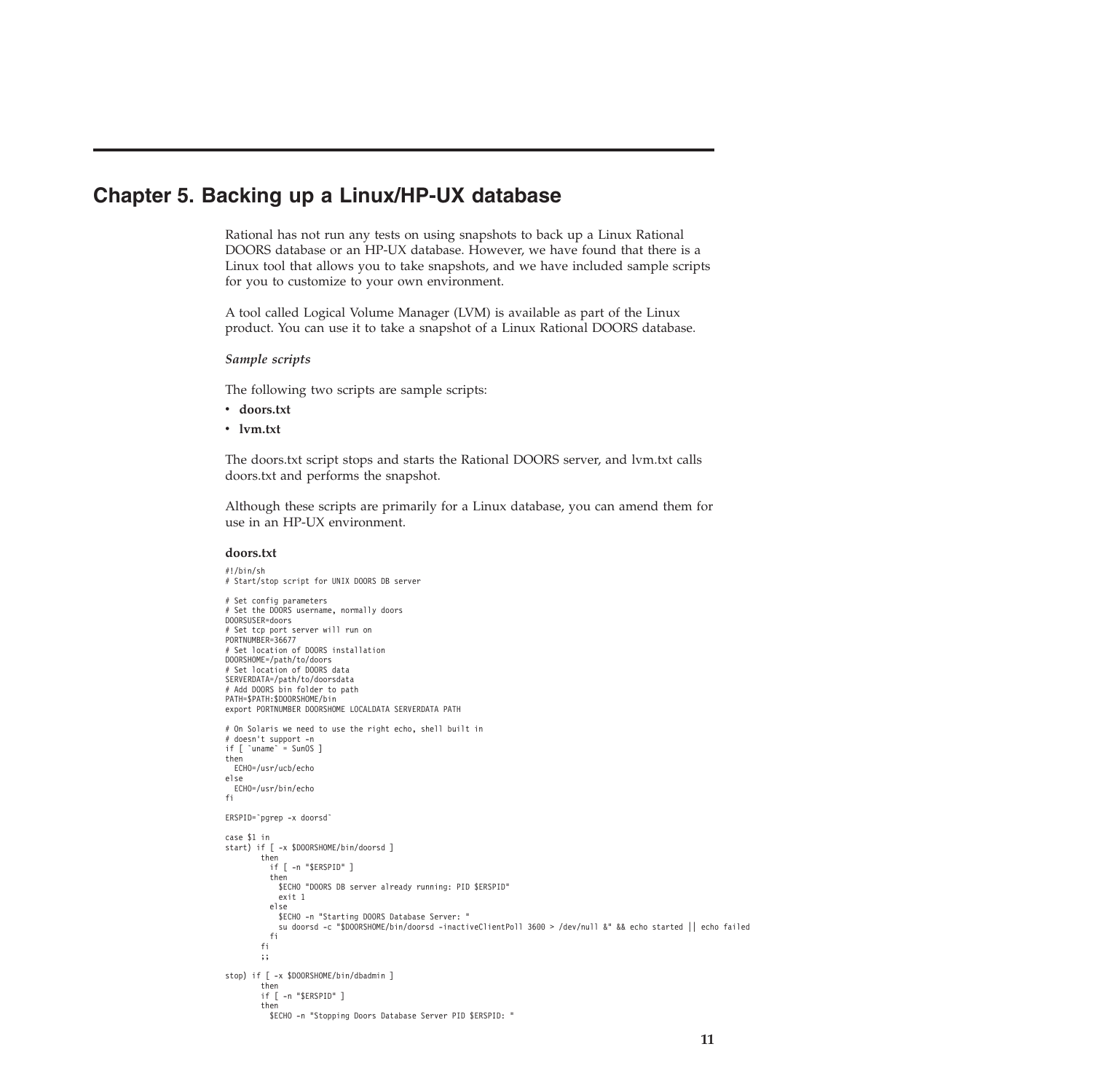# Chapter 5. Backing up a Linux/HP-UX database

Rational has not run any tests on using snapshots to back up a Linux Rational DOORS database or an HP-UX database. However, we have found that there is a Linux tool that allows you to take snapshots, and we have included sample scripts for you to customize to your own environment.

A tool called Logical Volume Manager (LVM) is available as part of the Linux product. You can use it to take a snapshot of a Linux Rational DOORS database.

*Sample scripts*

The following two scripts are sample scripts:

- **doors.txt**
- **lvm.txt**

The doors.txt script stops and starts the Rational DOORS server, and lvm.txt calls doors.txt and performs the snapshot.

Although these scripts are primarily for a Linux database, you can amend them for use in an HP-UX environment.

**doors.txt**

```
#!/bin/sh
# Start/stop script for UNIX DOORS DB server

# Set config parameters
# Set the DOORS username, normally doors
DOORSUSER=doors
# Set tcp port server will run on
PORTNUMBER=36677
# Set location of DOORS installation
DOORSHOME=/path/to/doors
# Set location of DOORS data
SERVERDATA=/path/to/doorsdata
# Add DOORS bin folder to path
PATH=$PATH:$DOORSHOME/bin
export PORTNUMBER DOORSHOME LOCALDATA SERVERDATA PATH

# On Solaris we need to use the right echo, shell built in
# doesn't support -n
if [ `uname` = SunOS ]
then
  ECHO=/usr/ucb/echo
else
  ECHO=/usr/bin/echo
fi

ERSPID=`pgrep -x doorsd`

case $1 in
start) if [ -x $DOORSHOME/bin/doorsd ]
        then
          if [ -n "$ERSPID" ]
          then
            $ECHO "DOORS DB server already running: PID $ERSPID"
            exit 1
          else
            $ECHO -n "Starting DOORS Database Server: "
            su doorsd -c "$DOORSHOME/bin/doorsd -inactiveClientPoll 3600 > /dev/null &" && echo started || echo failed
          fi
        fi
        ;;

stop) if [ -x $DOORSHOME/bin/dbadmin ]
        then
        if [ -n "$ERSPID" ]
        then
          $ECHO -n "Stopping Doors Database Server PID $ERSPID: "
```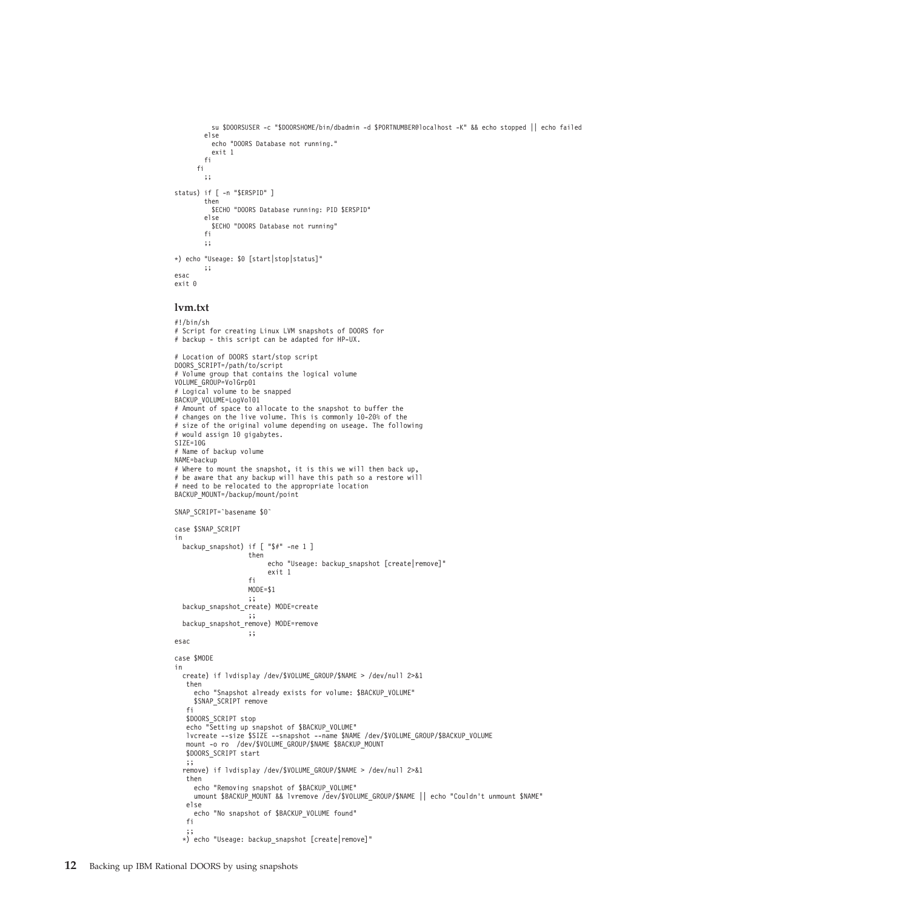```
          su $DOORSUSER -c "$DOORSHOME/bin/dbadmin -d $PORTNUMBER@localhost -K" && echo stopped || echo failed
        else
          echo "DOORS Database not running."
          exit 1
        fi
      fi
        ;;

status) if [ -n "$ERSPID" ]
        then
          $ECHO "DOORS Database running: PID $ERSPID"
        else
          $ECHO "DOORS Database not running"
        fi
        ;;

*) echo "Useage: $0 [start|stop|status]"
        ;;
esac
exit 0
```

## lvm.txt

```
#!/bin/sh
# Script for creating Linux LVM snapshots of DOORS for
# backup - this script can be adapted for HP-UX.

# Location of DOORS start/stop script
DOORS_SCRIPT=/path/to/script
# Volume group that contains the logical volume
VOLUME_GROUP=VolGrp01
# Logical volume to be snapped
BACKUP_VOLUME=LogVol01
# Amount of space to allocate to the snapshot to buffer the
# changes on the live volume. This is commonly 10-20% of the
# size of the original volume depending on useage. The following
# would assign 10 gigabytes.
SIZE=10G
# Name of backup volume
NAME=backup
# Where to mount the snapshot, it is this we will then back up,
# be aware that any backup will have this path so a restore will
# need to be relocated to the appropriate location
BACKUP_MOUNT=/backup/mount/point

SNAP_SCRIPT=`basename $0`

case $SNAP_SCRIPT
in
  backup_snapshot) if [ "$#" -ne 1 ]
                   then
                        echo "Useage: backup_snapshot [create|remove]"
                        exit 1
                   fi
                   MODE=$1
                   ;;
  backup_snapshot_create) MODE=create
                   ;;
  backup_snapshot_remove) MODE=remove
                   ;;
esac

case $MODE
in
  create) if lvdisplay /dev/$VOLUME_GROUP/$NAME > /dev/null 2>&1
   then
     echo "Snapshot already exists for volume: $BACKUP_VOLUME"
     $SNAP_SCRIPT remove
   fi
   $DOORS_SCRIPT stop
   echo "Setting up snapshot of $BACKUP_VOLUME"
   lvcreate --size $SIZE --snapshot --name $NAME /dev/$VOLUME_GROUP/$BACKUP_VOLUME
   mount -o ro  /dev/$VOLUME_GROUP/$NAME $BACKUP_MOUNT
   $DOORS_SCRIPT start
   ;;
  remove) if lvdisplay /dev/$VOLUME_GROUP/$NAME > /dev/null 2>&1
   then
     echo "Removing snapshot of $BACKUP_VOLUME"
     umount $BACKUP_MOUNT && lvremove /dev/$VOLUME_GROUP/$NAME || echo "Couldn't unmount $NAME"
   else
     echo "No snapshot of $BACKUP_VOLUME found"
   fi
   ;;
  *) echo "Useage: backup_snapshot [create|remove]"
```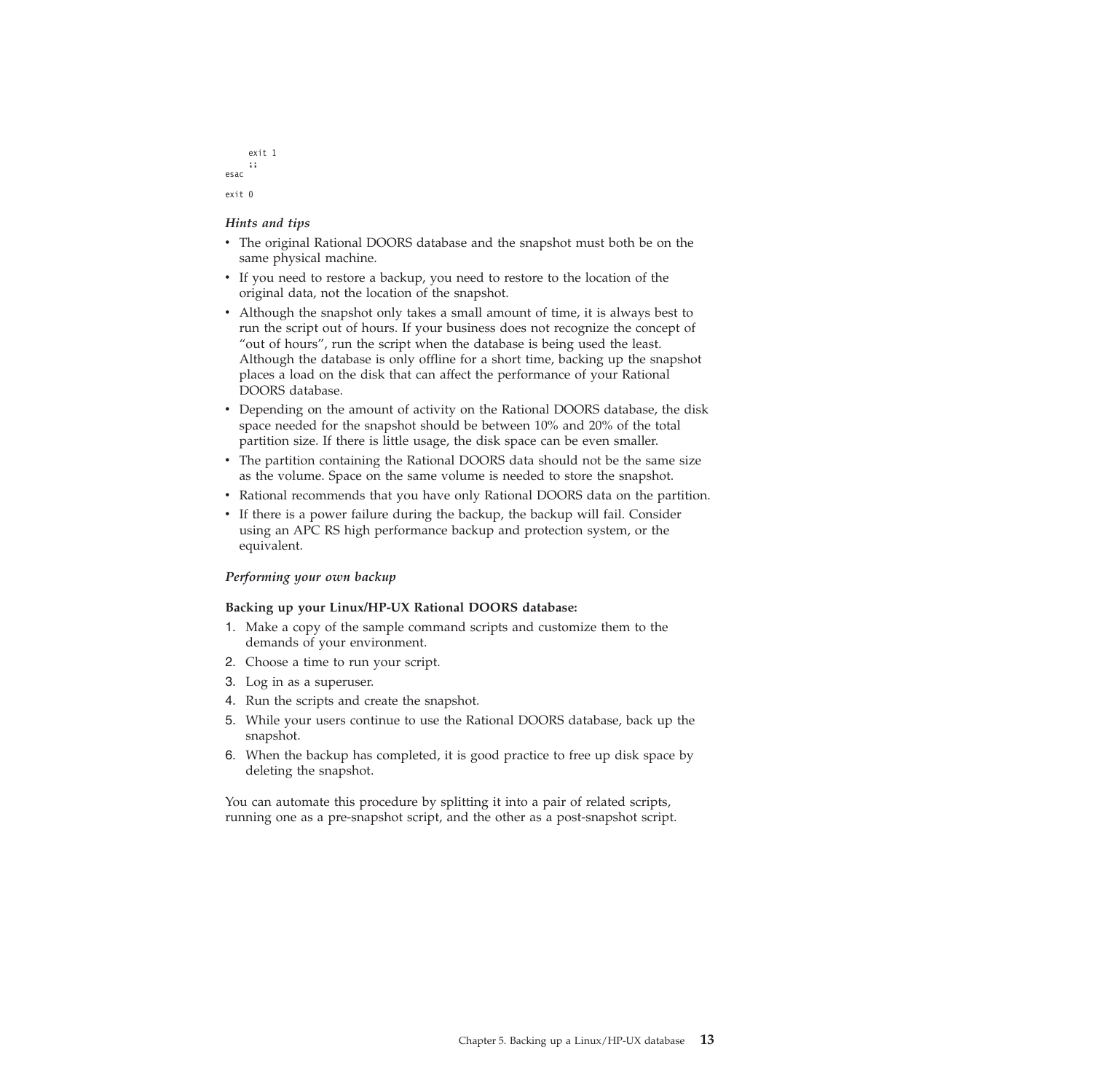```
        exit 1
        ;;
esac

exit 0
```

*Hints and tips*

- The original Rational DOORS database and the snapshot must both be on the same physical machine.
- If you need to restore a backup, you need to restore to the location of the original data, not the location of the snapshot.
- Although the snapshot only takes a small amount of time, it is always best to run the script out of hours. If your business does not recognize the concept of "out of hours", run the script when the database is being used the least. Although the database is only offline for a short time, backing up the snapshot places a load on the disk that can affect the performance of your Rational DOORS database.
- Depending on the amount of activity on the Rational DOORS database, the disk space needed for the snapshot should be between 10% and 20% of the total partition size. If there is little usage, the disk space can be even smaller.
- The partition containing the Rational DOORS data should not be the same size as the volume. Space on the same volume is needed to store the snapshot.
- Rational recommends that you have only Rational DOORS data on the partition.
- If there is a power failure during the backup, the backup will fail. Consider using an APC RS high performance backup and protection system, or the equivalent.

*Performing your own backup*

**Backing up your Linux/HP-UX Rational DOORS database:**

1. Make a copy of the sample command scripts and customize them to the demands of your environment.
2. Choose a time to run your script.
3. Log in as a superuser.
4. Run the scripts and create the snapshot.
5. While your users continue to use the Rational DOORS database, back up the snapshot.
6. When the backup has completed, it is good practice to free up disk space by deleting the snapshot.

You can automate this procedure by splitting it into a pair of related scripts, running one as a pre-snapshot script, and the other as a post-snapshot script.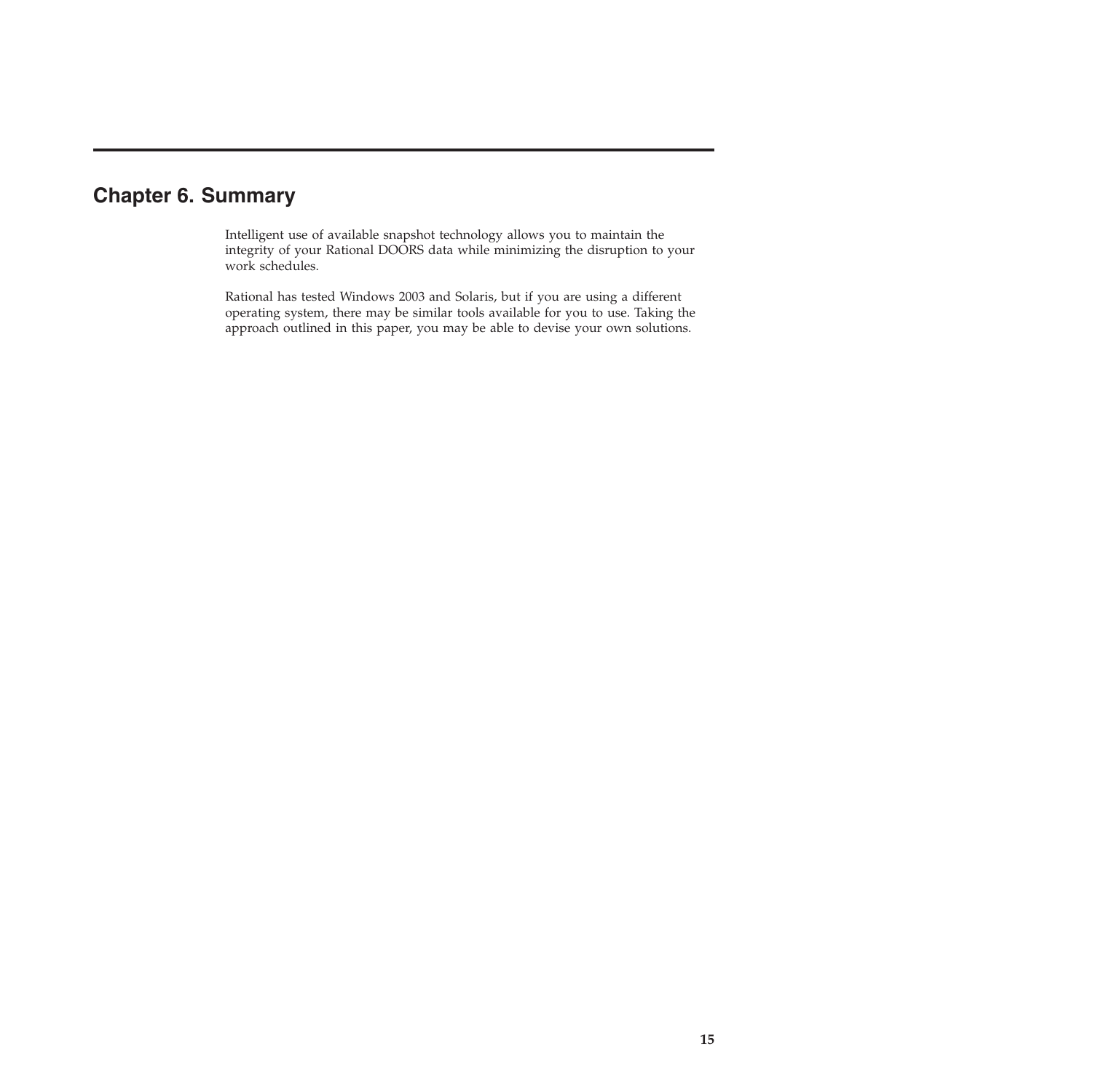# Chapter 6. Summary

Intelligent use of available snapshot technology allows you to maintain the integrity of your Rational DOORS data while minimizing the disruption to your work schedules.

Rational has tested Windows 2003 and Solaris, but if you are using a different operating system, there may be similar tools available for you to use. Taking the approach outlined in this paper, you may be able to devise your own solutions.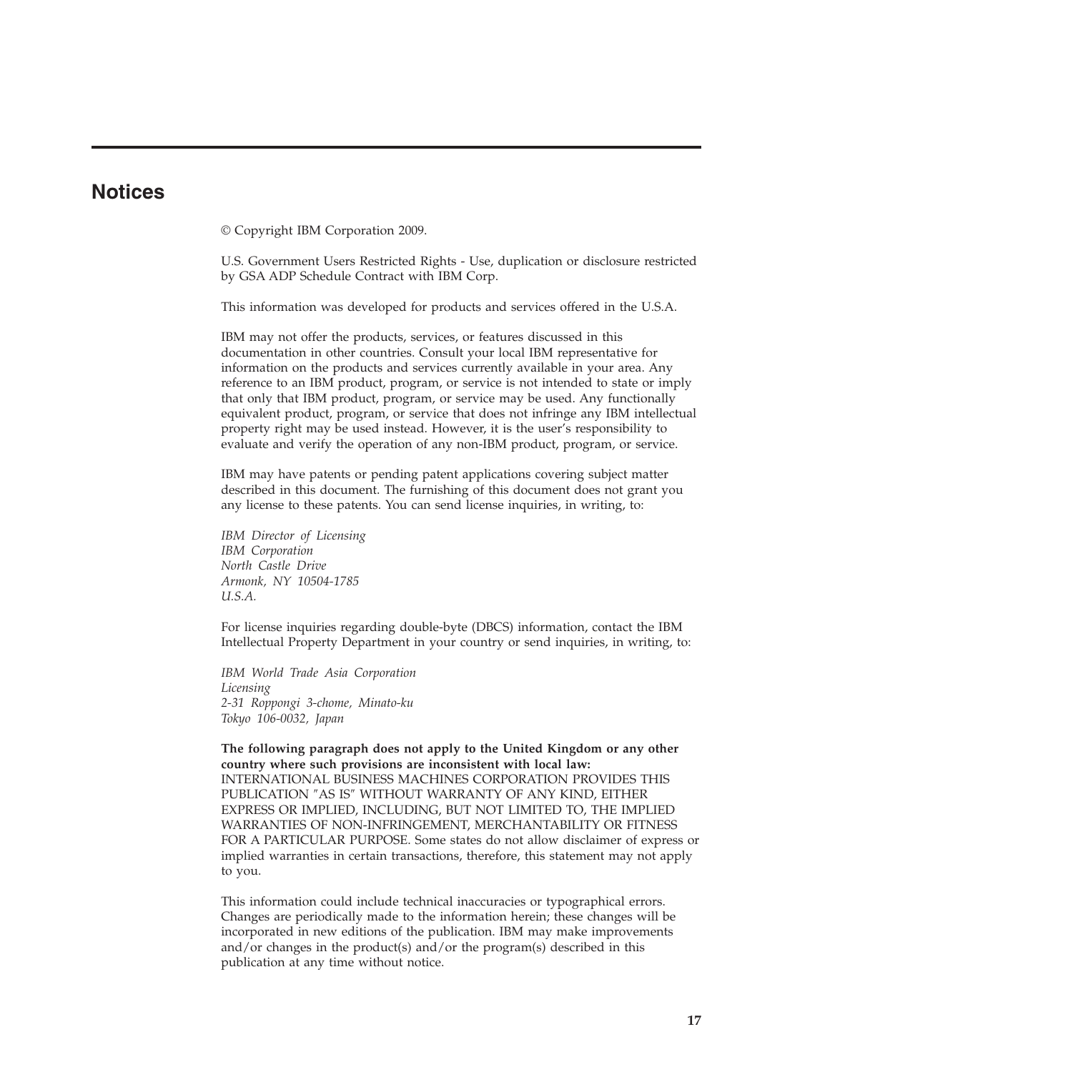# Notices

© Copyright IBM Corporation 2009.

U.S. Government Users Restricted Rights - Use, duplication or disclosure restricted by GSA ADP Schedule Contract with IBM Corp.

This information was developed for products and services offered in the U.S.A.

IBM may not offer the products, services, or features discussed in this documentation in other countries. Consult your local IBM representative for information on the products and services currently available in your area. Any reference to an IBM product, program, or service is not intended to state or imply that only that IBM product, program, or service may be used. Any functionally equivalent product, program, or service that does not infringe any IBM intellectual property right may be used instead. However, it is the user's responsibility to evaluate and verify the operation of any non-IBM product, program, or service.

IBM may have patents or pending patent applications covering subject matter described in this document. The furnishing of this document does not grant you any license to these patents. You can send license inquiries, in writing, to:

*IBM Director of Licensing*
*IBM Corporation*
*North Castle Drive*
*Armonk, NY 10504-1785*
*U.S.A.*

For license inquiries regarding double-byte (DBCS) information, contact the IBM Intellectual Property Department in your country or send inquiries, in writing, to:

*IBM World Trade Asia Corporation*
*Licensing*
*2-31 Roppongi 3-chome, Minato-ku*
*Tokyo 106-0032, Japan*

**The following paragraph does not apply to the United Kingdom or any other country where such provisions are inconsistent with local law:** INTERNATIONAL BUSINESS MACHINES CORPORATION PROVIDES THIS PUBLICATION "AS IS" WITHOUT WARRANTY OF ANY KIND, EITHER EXPRESS OR IMPLIED, INCLUDING, BUT NOT LIMITED TO, THE IMPLIED WARRANTIES OF NON-INFRINGEMENT, MERCHANTABILITY OR FITNESS FOR A PARTICULAR PURPOSE. Some states do not allow disclaimer of express or implied warranties in certain transactions, therefore, this statement may not apply to you.

This information could include technical inaccuracies or typographical errors. Changes are periodically made to the information herein; these changes will be incorporated in new editions of the publication. IBM may make improvements and/or changes in the product(s) and/or the program(s) described in this publication at any time without notice.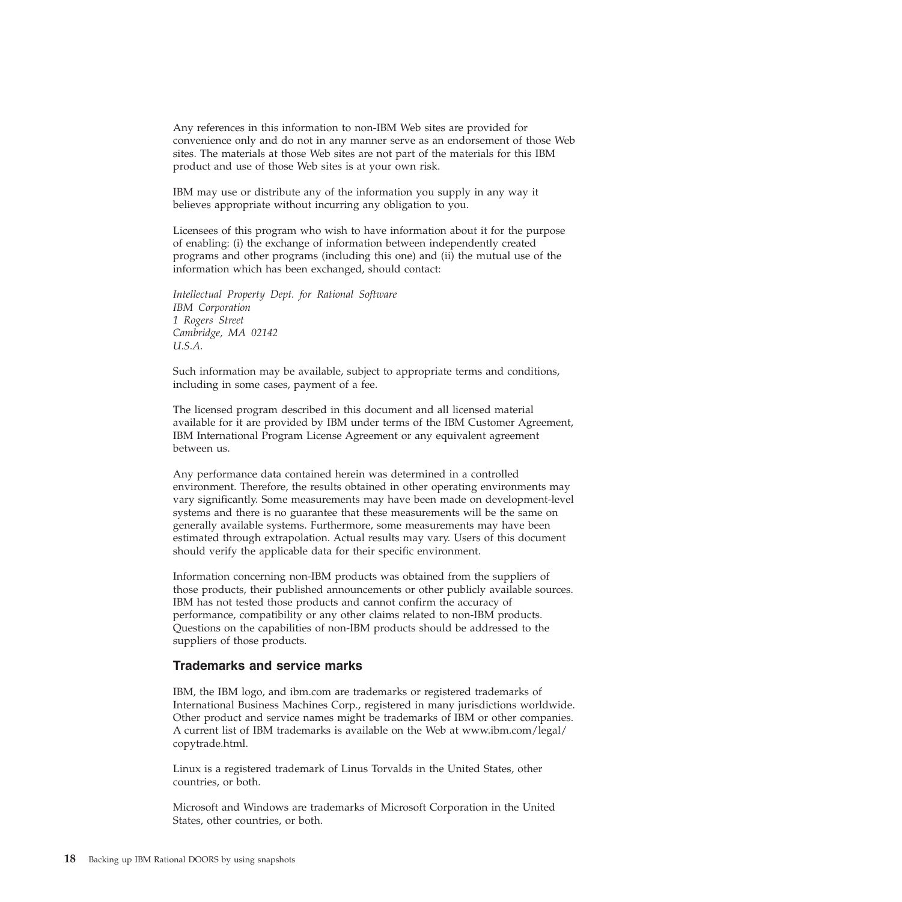Any references in this information to non-IBM Web sites are provided for convenience only and do not in any manner serve as an endorsement of those Web sites. The materials at those Web sites are not part of the materials for this IBM product and use of those Web sites is at your own risk.

IBM may use or distribute any of the information you supply in any way it believes appropriate without incurring any obligation to you.

Licensees of this program who wish to have information about it for the purpose of enabling: (i) the exchange of information between independently created programs and other programs (including this one) and (ii) the mutual use of the information which has been exchanged, should contact:

*Intellectual Property Dept. for Rational Software*
*IBM Corporation*
*1 Rogers Street*
*Cambridge, MA 02142*
*U.S.A.*

Such information may be available, subject to appropriate terms and conditions, including in some cases, payment of a fee.

The licensed program described in this document and all licensed material available for it are provided by IBM under terms of the IBM Customer Agreement, IBM International Program License Agreement or any equivalent agreement between us.

Any performance data contained herein was determined in a controlled environment. Therefore, the results obtained in other operating environments may vary significantly. Some measurements may have been made on development-level systems and there is no guarantee that these measurements will be the same on generally available systems. Furthermore, some measurements may have been estimated through extrapolation. Actual results may vary. Users of this document should verify the applicable data for their specific environment.

Information concerning non-IBM products was obtained from the suppliers of those products, their published announcements or other publicly available sources. IBM has not tested those products and cannot confirm the accuracy of performance, compatibility or any other claims related to non-IBM products. Questions on the capabilities of non-IBM products should be addressed to the suppliers of those products.

## Trademarks and service marks

IBM, the IBM logo, and ibm.com are trademarks or registered trademarks of International Business Machines Corp., registered in many jurisdictions worldwide. Other product and service names might be trademarks of IBM or other companies. A current list of IBM trademarks is available on the Web at www.ibm.com/legal/copytrade.html.

Linux is a registered trademark of Linus Torvalds in the United States, other countries, or both.

Microsoft and Windows are trademarks of Microsoft Corporation in the United States, other countries, or both.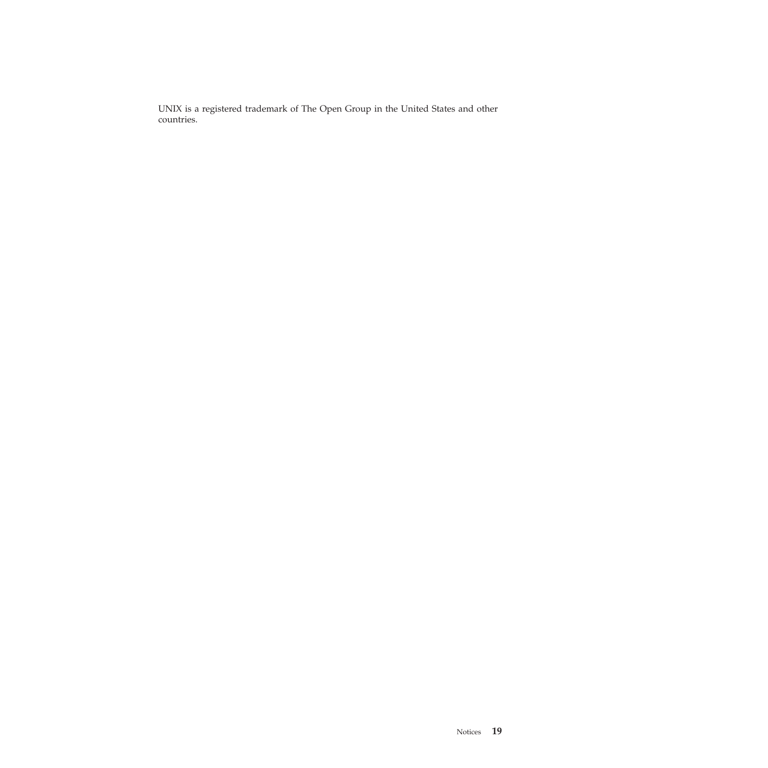UNIX is a registered trademark of The Open Group in the United States and other countries.